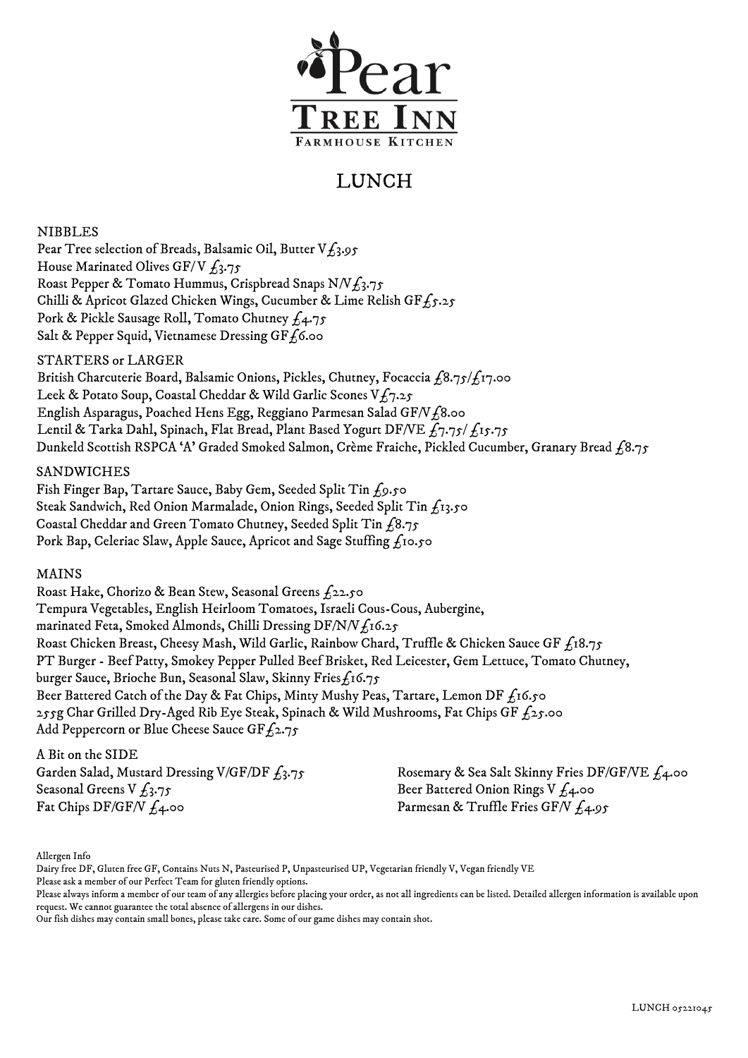# Pear Tree Inn

Farmhouse Kitchen

## LUNCH

### NIBBLES

Pear Tree selection of Breads, Balsamic Oil, Butter V £3.95
House Marinated Olives GF/V £3.75
Roast Pepper & Tomato Hummus, Crispbread Snaps N/V £3.75
Chilli & Apricot Glazed Chicken Wings, Cucumber & Lime Relish GF £5.25
Pork & Pickle Sausage Roll, Tomato Chutney £4.75
Salt & Pepper Squid, Vietnamese Dressing GF £6.00

### STARTERS or LARGER

British Charcuterie Board, Balsamic Onions, Pickles, Chutney, Focaccia £8.75/£17.00
Leek & Potato Soup, Coastal Cheddar & Wild Garlic Scones V £7.25
English Asparagus, Poached Hens Egg, Reggiano Parmesan Salad GF/V £8.00
Lentil & Tarka Dahl, Spinach, Flat Bread, Plant Based Yogurt DF/VE £7.75/ £15.75
Dunkeld Scottish RSPCA 'A' Graded Smoked Salmon, Crème Fraiche, Pickled Cucumber, Granary Bread £8.75

### SANDWICHES

Fish Finger Bap, Tartare Sauce, Baby Gem, Seeded Split Tin £9.50
Steak Sandwich, Red Onion Marmalade, Onion Rings, Seeded Split Tin £13.50
Coastal Cheddar and Green Tomato Chutney, Seeded Split Tin £8.75
Pork Bap, Celeriac Slaw, Apple Sauce, Apricot and Sage Stuffing £10.50

### MAINS

Roast Hake, Chorizo & Bean Stew, Seasonal Greens £22.50
Tempura Vegetables, English Heirloom Tomatoes, Israeli Cous-Cous, Aubergine, marinated Feta, Smoked Almonds, Chilli Dressing DF/N/V £16.25
Roast Chicken Breast, Cheesy Mash, Wild Garlic, Rainbow Chard, Truffle & Chicken Sauce GF £18.75
PT Burger - Beef Patty, Smokey Pepper Pulled Beef Brisket, Red Leicester, Gem Lettuce, Tomato Chutney, burger Sauce, Brioche Bun, Seasonal Slaw, Skinny Fries £16.75
Beer Battered Catch of the Day & Fat Chips, Minty Mushy Peas, Tartare, Lemon DF £16.50
255g Char Grilled Dry-Aged Rib Eye Steak, Spinach & Wild Mushrooms, Fat Chips GF £25.00
Add Peppercorn or Blue Cheese Sauce GF £2.75

### A Bit on the SIDE

Garden Salad, Mustard Dressing V/GF/DF £3.75
Seasonal Greens V £3.75
Fat Chips DF/GF/V £4.00
Rosemary & Sea Salt Skinny Fries DF/GF/VE £4.00
Beer Battered Onion Rings V £4.00
Parmesan & Truffle Fries GF/V £4.95

Allergen Info
Dairy free DF, Gluten free GF, Contains Nuts N, Pasteurised P, Unpasteurised UP, Vegetarian friendly V, Vegan friendly VE
Please ask a member of our Perfect Team for gluten friendly options.
Please always inform a member of our team of any allergies before placing your order, as not all ingredients can be listed. Detailed allergen information is available upon request. We cannot guarantee the total absence of allergens in our dishes.
Our fish dishes may contain small bones, please take care. Some of our game dishes may contain shot.

LUNCH 05221045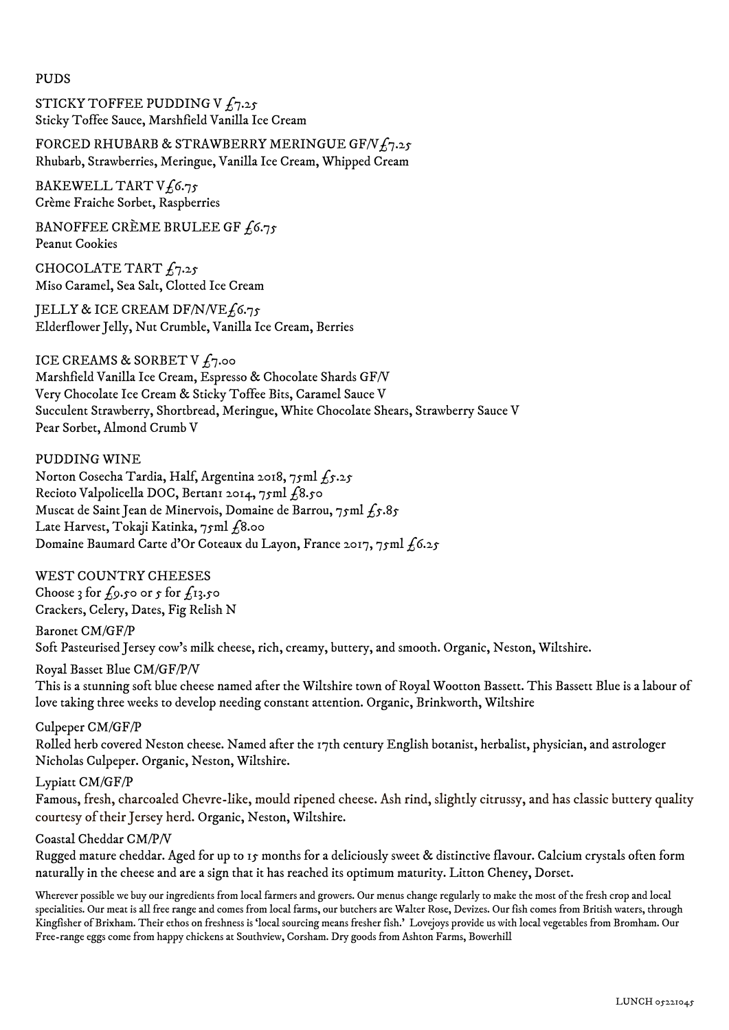## PUDS

STICKY TOFFEE PUDDING V £7.25
Sticky Toffee Sauce, Marshfield Vanilla Ice Cream

FORCED RHUBARB & STRAWBERRY MERINGUE GF/V £7.25
Rhubarb, Strawberries, Meringue, Vanilla Ice Cream, Whipped Cream

BAKEWELL TART V £6.75
Crème Fraiche Sorbet, Raspberries

BANOFFEE CRÈME BRULEE GF £6.75
Peanut Cookies

CHOCOLATE TART £7.25
Miso Caramel, Sea Salt, Clotted Ice Cream

JELLY & ICE CREAM DF/N/VE £6.75
Elderflower Jelly, Nut Crumble, Vanilla Ice Cream, Berries

ICE CREAMS & SORBET V £7.00
Marshfield Vanilla Ice Cream, Espresso & Chocolate Shards GF/V
Very Chocolate Ice Cream & Sticky Toffee Bits, Caramel Sauce V
Succulent Strawberry, Shortbread, Meringue, White Chocolate Shears, Strawberry Sauce V
Pear Sorbet, Almond Crumb V

## PUDDING WINE

Norton Cosecha Tardia, Half, Argentina 2018, 75ml £5.25
Recioto Valpolicella DOC, Bertani 2014, 75ml £8.50
Muscat de Saint Jean de Minervois, Domaine de Barrou, 75ml £5.85
Late Harvest, Tokaji Katinka, 75ml £8.00
Domaine Baumard Carte d'Or Coteaux du Layon, France 2017, 75ml £6.25

## WEST COUNTRY CHEESES

Choose 3 for £9.50 or 5 for £13.50
Crackers, Celery, Dates, Fig Relish N

Baronet CM/GF/P
Soft Pasteurised Jersey cow's milk cheese, rich, creamy, buttery, and smooth. Organic, Neston, Wiltshire.

Royal Basset Blue CM/GF/P/V
This is a stunning soft blue cheese named after the Wiltshire town of Royal Wootton Bassett. This Bassett Blue is a labour of love taking three weeks to develop needing constant attention. Organic, Brinkworth, Wiltshire

Culpeper CM/GF/P
Rolled herb covered Neston cheese. Named after the 17th century English botanist, herbalist, physician, and astrologer Nicholas Culpeper. Organic, Neston, Wiltshire.

Lypiatt CM/GF/P
Famous, fresh, charcoaled Chevre-like, mould ripened cheese. Ash rind, slightly citrussy, and has classic buttery quality courtesy of their Jersey herd. Organic, Neston, Wiltshire.

Coastal Cheddar CM/P/V
Rugged mature cheddar. Aged for up to 15 months for a deliciously sweet & distinctive flavour. Calcium crystals often form naturally in the cheese and are a sign that it has reached its optimum maturity. Litton Cheney, Dorset.

Wherever possible we buy our ingredients from local farmers and growers. Our menus change regularly to make the most of the fresh crop and local specialities. Our meat is all free range and comes from local farms, our butchers are Walter Rose, Devizes. Our fish comes from British waters, through Kingfisher of Brixham. Their ethos on freshness is 'local sourcing means fresher fish.' Lovejoys provide us with local vegetables from Bromham. Our Free-range eggs come from happy chickens at Southview, Corsham. Dry goods from Ashton Farms, Bowerhill

LUNCH 05221045